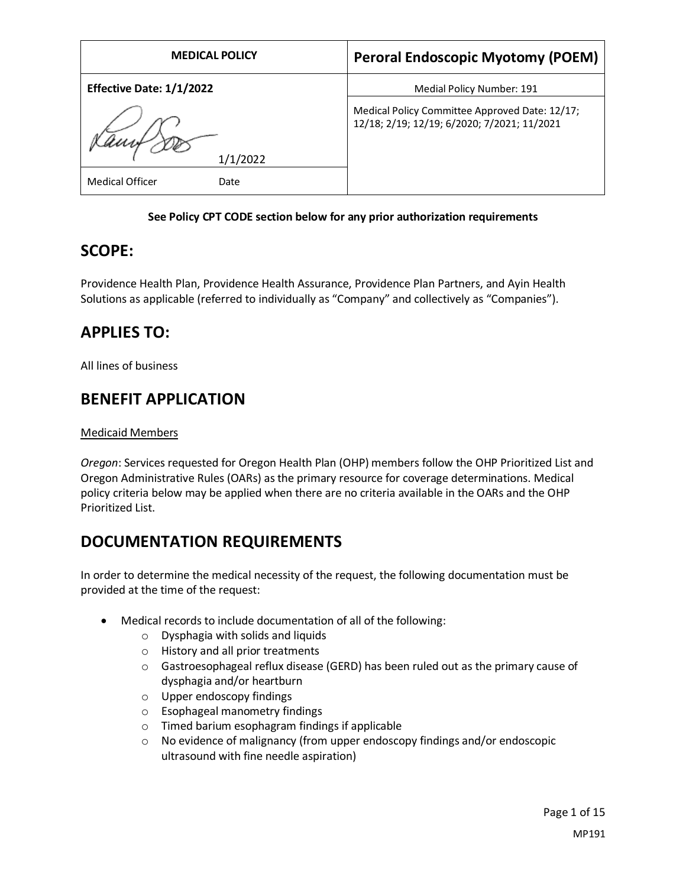| MEDICAL POLICY | Peroral Endoscopic Myotomy (POEM) |
|---|---|
| **Effective Date: 1/1/2022** | Medial Policy Number: 191 |
| 1/1/2022 | Medical Policy Committee Approved Date: 12/17; 12/18; 2/19; 12/19; 6/2020; 7/2021; 11/2021 |
| Medical Officer Date | |

**See Policy CPT CODE section below for any prior authorization requirements**

## SCOPE:

Providence Health Plan, Providence Health Assurance, Providence Plan Partners, and Ayin Health Solutions as applicable (referred to individually as "Company" and collectively as "Companies").

## APPLIES TO:

All lines of business

## BENEFIT APPLICATION

Medicaid Members

*Oregon*: Services requested for Oregon Health Plan (OHP) members follow the OHP Prioritized List and Oregon Administrative Rules (OARs) as the primary resource for coverage determinations. Medical policy criteria below may be applied when there are no criteria available in the OARs and the OHP Prioritized List.

## DOCUMENTATION REQUIREMENTS

In order to determine the medical necessity of the request, the following documentation must be provided at the time of the request:

- Medical records to include documentation of all of the following:
  - Dysphagia with solids and liquids
  - History and all prior treatments
  - Gastroesophageal reflux disease (GERD) has been ruled out as the primary cause of dysphagia and/or heartburn
  - Upper endoscopy findings
  - Esophageal manometry findings
  - Timed barium esophagram findings if applicable
  - No evidence of malignancy (from upper endoscopy findings and/or endoscopic ultrasound with fine needle aspiration)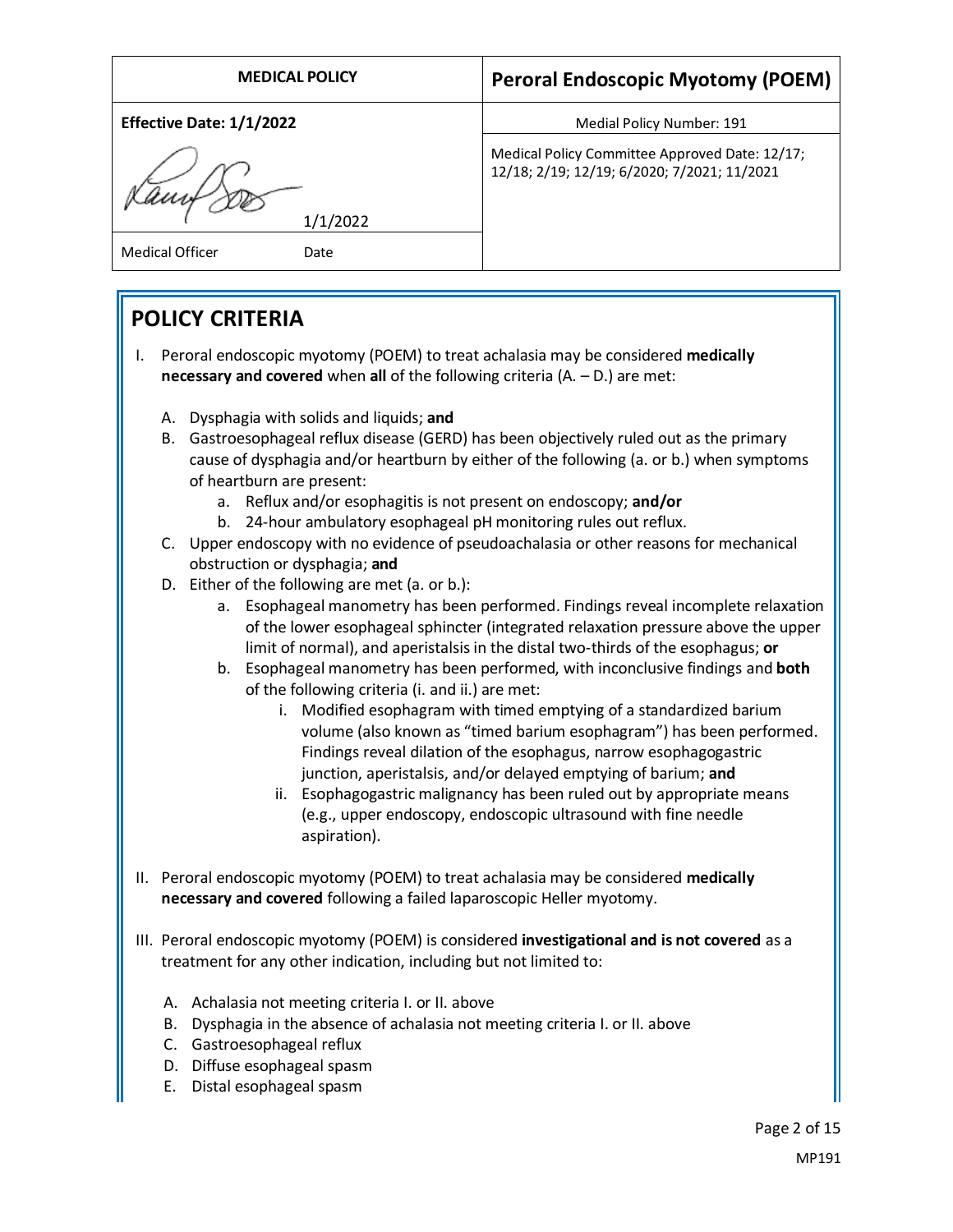| MEDICAL POLICY | Peroral Endoscopic Myotomy (POEM) |
| --- | --- |
| **Effective Date: 1/1/2022** | Medial Policy Number: 191 |
| 1/1/2022 | Medical Policy Committee Approved Date: 12/17; 12/18; 2/19; 12/19; 6/2020; 7/2021; 11/2021 |
| Medical Officer Date | |

## POLICY CRITERIA

I. Peroral endoscopic myotomy (POEM) to treat achalasia may be considered **medically necessary and covered** when **all** of the following criteria (A. – D.) are met:

   A. Dysphagia with solids and liquids; **and**

   B. Gastroesophageal reflux disease (GERD) has been objectively ruled out as the primary cause of dysphagia and/or heartburn by either of the following (a. or b.) when symptoms of heartburn are present:

      a. Reflux and/or esophagitis is not present on endoscopy; **and/or**

      b. 24-hour ambulatory esophageal pH monitoring rules out reflux.

   C. Upper endoscopy with no evidence of pseudoachalasia or other reasons for mechanical obstruction or dysphagia; **and**

   D. Either of the following are met (a. or b.):

      a. Esophageal manometry has been performed. Findings reveal incomplete relaxation of the lower esophageal sphincter (integrated relaxation pressure above the upper limit of normal), and aperistalsis in the distal two-thirds of the esophagus; **or**

      b. Esophageal manometry has been performed, with inconclusive findings and **both** of the following criteria (i. and ii.) are met:

         i. Modified esophagram with timed emptying of a standardized barium volume (also known as "timed barium esophagram") has been performed. Findings reveal dilation of the esophagus, narrow esophagogastric junction, aperistalsis, and/or delayed emptying of barium; **and**

         ii. Esophagogastric malignancy has been ruled out by appropriate means (e.g., upper endoscopy, endoscopic ultrasound with fine needle aspiration).

II. Peroral endoscopic myotomy (POEM) to treat achalasia may be considered **medically necessary and covered** following a failed laparoscopic Heller myotomy.

III. Peroral endoscopic myotomy (POEM) is considered **investigational and is not covered** as a treatment for any other indication, including but not limited to:

   A. Achalasia not meeting criteria I. or II. above

   B. Dysphagia in the absence of achalasia not meeting criteria I. or II. above

   C. Gastroesophageal reflux

   D. Diffuse esophageal spasm

   E. Distal esophageal spasm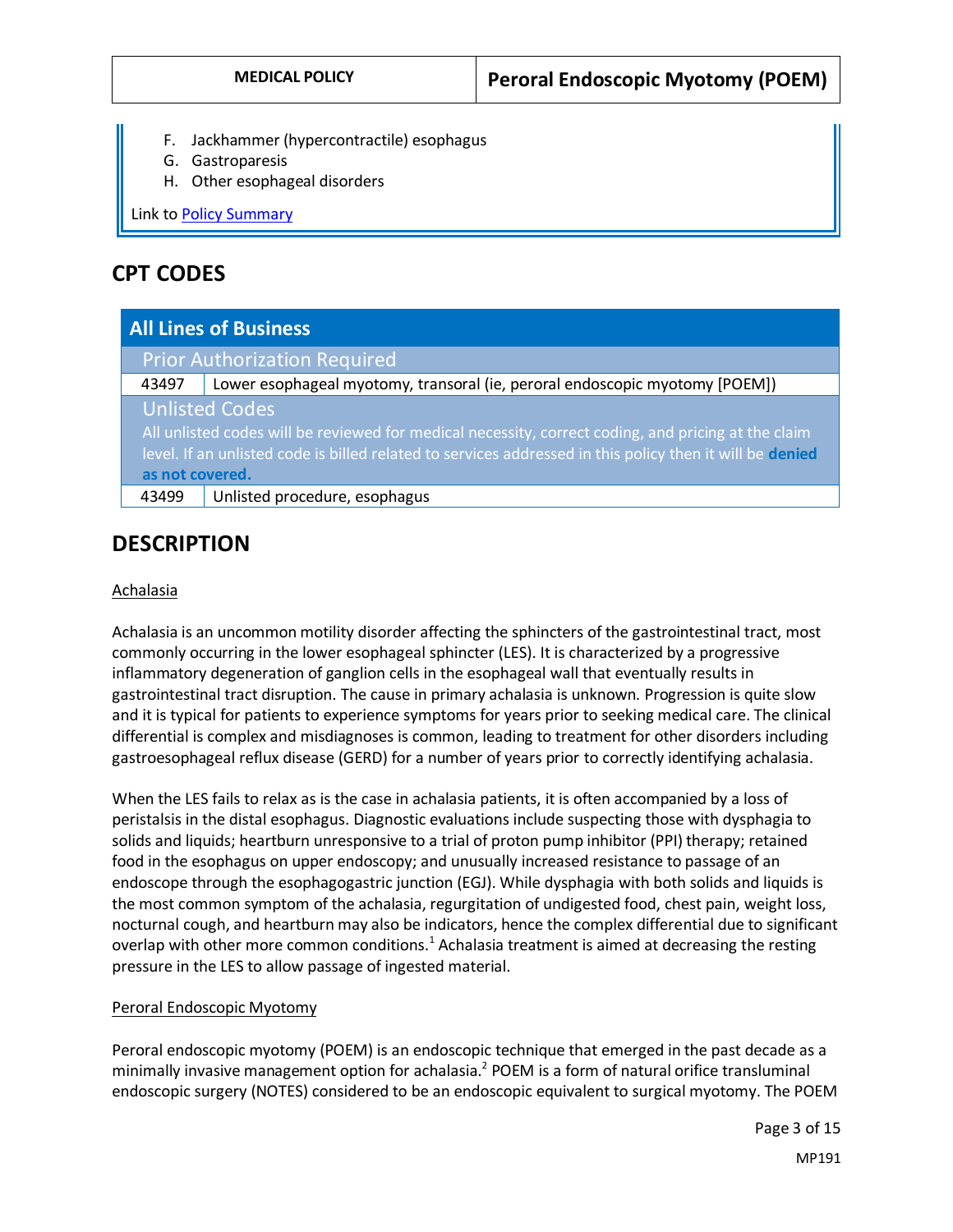F. Jackhammer (hypercontractile) esophagus
G. Gastroparesis
H. Other esophageal disorders

Link to Policy Summary

## CPT CODES

| All Lines of Business | |
|---|---|
| **Prior Authorization Required** | |
| 43497 | Lower esophageal myotomy, transoral (ie, peroral endoscopic myotomy [POEM]) |
| **Unlisted Codes**<br>All unlisted codes will be reviewed for medical necessity, correct coding, and pricing at the claim level. If an unlisted code is billed related to services addressed in this policy then it will be **denied as not covered.** | |
| 43499 | Unlisted procedure, esophagus |

## DESCRIPTION

Achalasia

Achalasia is an uncommon motility disorder affecting the sphincters of the gastrointestinal tract, most commonly occurring in the lower esophageal sphincter (LES). It is characterized by a progressive inflammatory degeneration of ganglion cells in the esophageal wall that eventually results in gastrointestinal tract disruption. The cause in primary achalasia is unknown. Progression is quite slow and it is typical for patients to experience symptoms for years prior to seeking medical care. The clinical differential is complex and misdiagnoses is common, leading to treatment for other disorders including gastroesophageal reflux disease (GERD) for a number of years prior to correctly identifying achalasia.

When the LES fails to relax as is the case in achalasia patients, it is often accompanied by a loss of peristalsis in the distal esophagus. Diagnostic evaluations include suspecting those with dysphagia to solids and liquids; heartburn unresponsive to a trial of proton pump inhibitor (PPI) therapy; retained food in the esophagus on upper endoscopy; and unusually increased resistance to passage of an endoscope through the esophagogastric junction (EGJ). While dysphagia with both solids and liquids is the most common symptom of the achalasia, regurgitation of undigested food, chest pain, weight loss, nocturnal cough, and heartburn may also be indicators, hence the complex differential due to significant overlap with other more common conditions.[1] Achalasia treatment is aimed at decreasing the resting pressure in the LES to allow passage of ingested material.

Peroral Endoscopic Myotomy

Peroral endoscopic myotomy (POEM) is an endoscopic technique that emerged in the past decade as a minimally invasive management option for achalasia.[2] POEM is a form of natural orifice transluminal endoscopic surgery (NOTES) considered to be an endoscopic equivalent to surgical myotomy. The POEM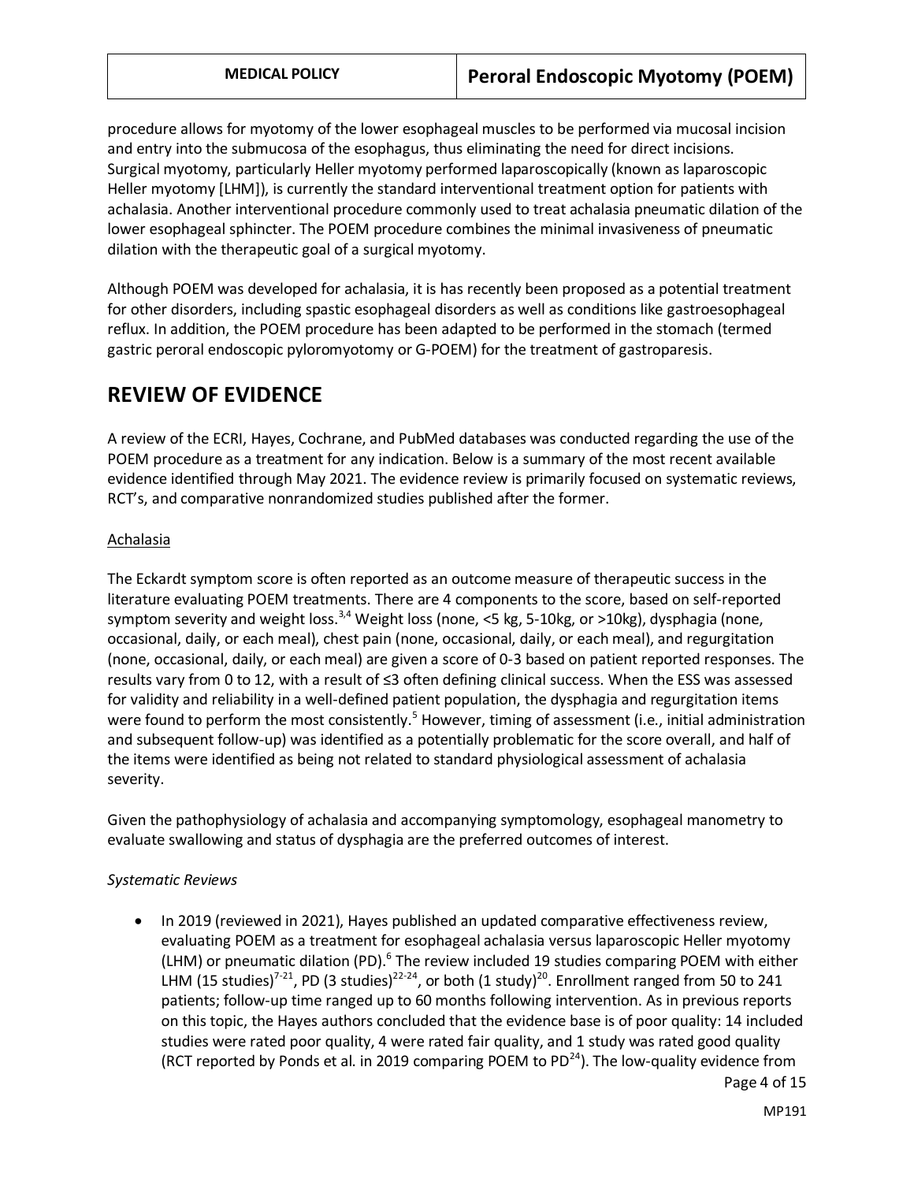procedure allows for myotomy of the lower esophageal muscles to be performed via mucosal incision and entry into the submucosa of the esophagus, thus eliminating the need for direct incisions. Surgical myotomy, particularly Heller myotomy performed laparoscopically (known as laparoscopic Heller myotomy [LHM]), is currently the standard interventional treatment option for patients with achalasia. Another interventional procedure commonly used to treat achalasia pneumatic dilation of the lower esophageal sphincter. The POEM procedure combines the minimal invasiveness of pneumatic dilation with the therapeutic goal of a surgical myotomy.

Although POEM was developed for achalasia, it is has recently been proposed as a potential treatment for other disorders, including spastic esophageal disorders as well as conditions like gastroesophageal reflux. In addition, the POEM procedure has been adapted to be performed in the stomach (termed gastric peroral endoscopic pyloromyotomy or G-POEM) for the treatment of gastroparesis.

## REVIEW OF EVIDENCE

A review of the ECRI, Hayes, Cochrane, and PubMed databases was conducted regarding the use of the POEM procedure as a treatment for any indication. Below is a summary of the most recent available evidence identified through May 2021. The evidence review is primarily focused on systematic reviews, RCT's, and comparative nonrandomized studies published after the former.

### Achalasia

The Eckardt symptom score is often reported as an outcome measure of therapeutic success in the literature evaluating POEM treatments. There are 4 components to the score, based on self-reported symptom severity and weight loss.[3,4] Weight loss (none, <5 kg, 5-10kg, or >10kg), dysphagia (none, occasional, daily, or each meal), chest pain (none, occasional, daily, or each meal), and regurgitation (none, occasional, daily, or each meal) are given a score of 0-3 based on patient reported responses. The results vary from 0 to 12, with a result of ≤3 often defining clinical success. When the ESS was assessed for validity and reliability in a well-defined patient population, the dysphagia and regurgitation items were found to perform the most consistently.[5] However, timing of assessment (i.e., initial administration and subsequent follow-up) was identified as a potentially problematic for the score overall, and half of the items were identified as being not related to standard physiological assessment of achalasia severity.

Given the pathophysiology of achalasia and accompanying symptomology, esophageal manometry to evaluate swallowing and status of dysphagia are the preferred outcomes of interest.

*Systematic Reviews*

- In 2019 (reviewed in 2021), Hayes published an updated comparative effectiveness review, evaluating POEM as a treatment for esophageal achalasia versus laparoscopic Heller myotomy (LHM) or pneumatic dilation (PD).[6] The review included 19 studies comparing POEM with either LHM (15 studies)[7-21], PD (3 studies)[22-24], or both (1 study)[20]. Enrollment ranged from 50 to 241 patients; follow-up time ranged up to 60 months following intervention. As in previous reports on this topic, the Hayes authors concluded that the evidence base is of poor quality: 14 included studies were rated poor quality, 4 were rated fair quality, and 1 study was rated good quality (RCT reported by Ponds et al. in 2019 comparing POEM to PD[24]). The low-quality evidence from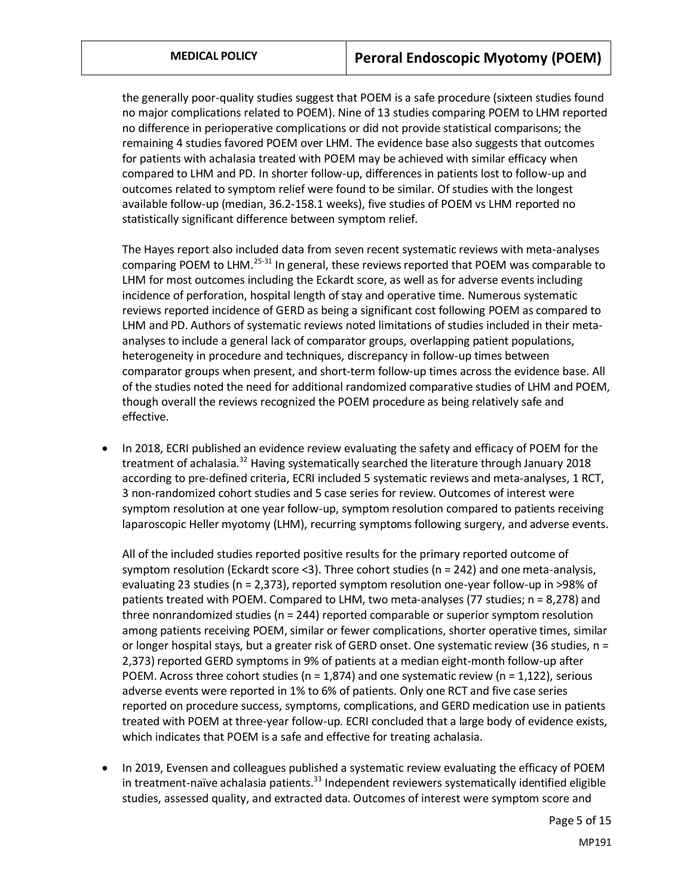the generally poor-quality studies suggest that POEM is a safe procedure (sixteen studies found no major complications related to POEM). Nine of 13 studies comparing POEM to LHM reported no difference in perioperative complications or did not provide statistical comparisons; the remaining 4 studies favored POEM over LHM. The evidence base also suggests that outcomes for patients with achalasia treated with POEM may be achieved with similar efficacy when compared to LHM and PD. In shorter follow-up, differences in patients lost to follow-up and outcomes related to symptom relief were found to be similar. Of studies with the longest available follow-up (median, 36.2-158.1 weeks), five studies of POEM vs LHM reported no statistically significant difference between symptom relief.

The Hayes report also included data from seven recent systematic reviews with meta-analyses comparing POEM to LHM.[25-31] In general, these reviews reported that POEM was comparable to LHM for most outcomes including the Eckardt score, as well as for adverse events including incidence of perforation, hospital length of stay and operative time. Numerous systematic reviews reported incidence of GERD as being a significant cost following POEM as compared to LHM and PD. Authors of systematic reviews noted limitations of studies included in their meta-analyses to include a general lack of comparator groups, overlapping patient populations, heterogeneity in procedure and techniques, discrepancy in follow-up times between comparator groups when present, and short-term follow-up times across the evidence base. All of the studies noted the need for additional randomized comparative studies of LHM and POEM, though overall the reviews recognized the POEM procedure as being relatively safe and effective.

- In 2018, ECRI published an evidence review evaluating the safety and efficacy of POEM for the treatment of achalasia.[32] Having systematically searched the literature through January 2018 according to pre-defined criteria, ECRI included 5 systematic reviews and meta-analyses, 1 RCT, 3 non-randomized cohort studies and 5 case series for review. Outcomes of interest were symptom resolution at one year follow-up, symptom resolution compared to patients receiving laparoscopic Heller myotomy (LHM), recurring symptoms following surgery, and adverse events.

  All of the included studies reported positive results for the primary reported outcome of symptom resolution (Eckardt score <3). Three cohort studies (n = 242) and one meta-analysis, evaluating 23 studies (n = 2,373), reported symptom resolution one-year follow-up in >98% of patients treated with POEM. Compared to LHM, two meta-analyses (77 studies; n = 8,278) and three nonrandomized studies (n = 244) reported comparable or superior symptom resolution among patients receiving POEM, similar or fewer complications, shorter operative times, similar or longer hospital stays, but a greater risk of GERD onset. One systematic review (36 studies, n = 2,373) reported GERD symptoms in 9% of patients at a median eight-month follow-up after POEM. Across three cohort studies (n = 1,874) and one systematic review (n = 1,122), serious adverse events were reported in 1% to 6% of patients. Only one RCT and five case series reported on procedure success, symptoms, complications, and GERD medication use in patients treated with POEM at three-year follow-up. ECRI concluded that a large body of evidence exists, which indicates that POEM is a safe and effective for treating achalasia.

- In 2019, Evensen and colleagues published a systematic review evaluating the efficacy of POEM in treatment-naïve achalasia patients.[33] Independent reviewers systematically identified eligible studies, assessed quality, and extracted data. Outcomes of interest were symptom score and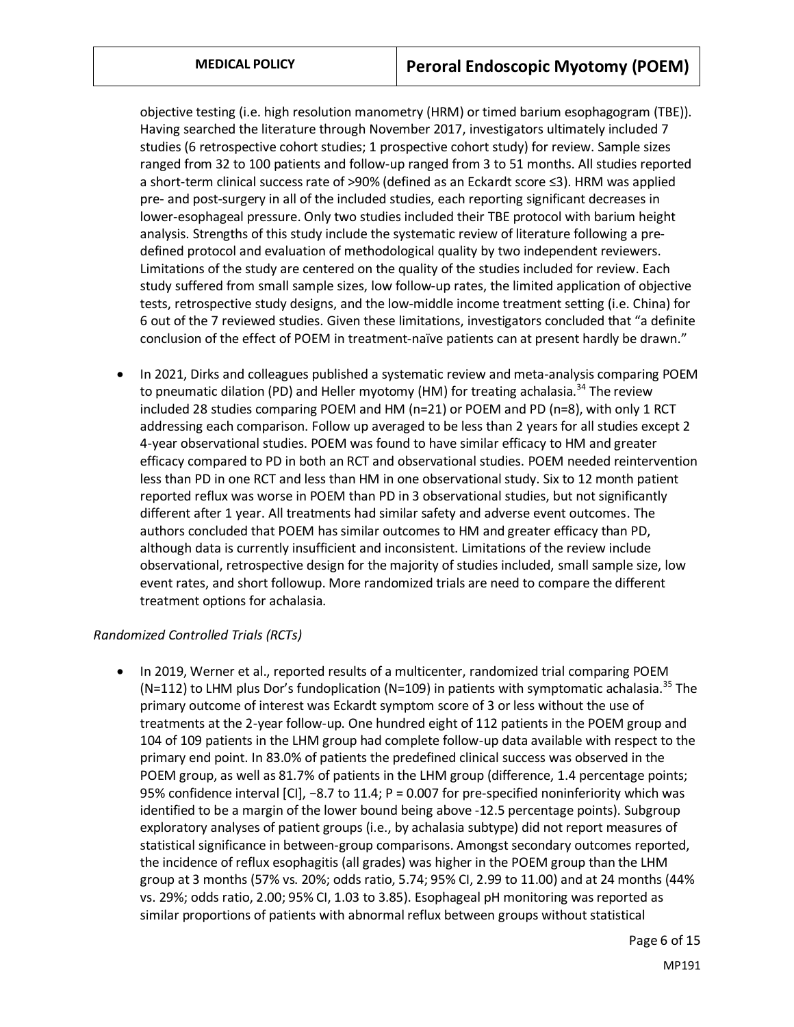objective testing (i.e. high resolution manometry (HRM) or timed barium esophagogram (TBE)). Having searched the literature through November 2017, investigators ultimately included 7 studies (6 retrospective cohort studies; 1 prospective cohort study) for review. Sample sizes ranged from 32 to 100 patients and follow-up ranged from 3 to 51 months. All studies reported a short-term clinical success rate of >90% (defined as an Eckardt score ≤3). HRM was applied pre- and post-surgery in all of the included studies, each reporting significant decreases in lower-esophageal pressure. Only two studies included their TBE protocol with barium height analysis. Strengths of this study include the systematic review of literature following a pre-defined protocol and evaluation of methodological quality by two independent reviewers. Limitations of the study are centered on the quality of the studies included for review. Each study suffered from small sample sizes, low follow-up rates, the limited application of objective tests, retrospective study designs, and the low-middle income treatment setting (i.e. China) for 6 out of the 7 reviewed studies. Given these limitations, investigators concluded that "a definite conclusion of the effect of POEM in treatment-naïve patients can at present hardly be drawn."

- In 2021, Dirks and colleagues published a systematic review and meta-analysis comparing POEM to pneumatic dilation (PD) and Heller myotomy (HM) for treating achalasia.[34] The review included 28 studies comparing POEM and HM (n=21) or POEM and PD (n=8), with only 1 RCT addressing each comparison. Follow up averaged to be less than 2 years for all studies except 2 4-year observational studies. POEM was found to have similar efficacy to HM and greater efficacy compared to PD in both an RCT and observational studies. POEM needed reintervention less than PD in one RCT and less than HM in one observational study. Six to 12 month patient reported reflux was worse in POEM than PD in 3 observational studies, but not significantly different after 1 year. All treatments had similar safety and adverse event outcomes. The authors concluded that POEM has similar outcomes to HM and greater efficacy than PD, although data is currently insufficient and inconsistent. Limitations of the review include observational, retrospective design for the majority of studies included, small sample size, low event rates, and short followup. More randomized trials are need to compare the different treatment options for achalasia.

*Randomized Controlled Trials (RCTs)*

- In 2019, Werner et al., reported results of a multicenter, randomized trial comparing POEM (N=112) to LHM plus Dor's fundoplication (N=109) in patients with symptomatic achalasia.[35] The primary outcome of interest was Eckardt symptom score of 3 or less without the use of treatments at the 2-year follow-up. One hundred eight of 112 patients in the POEM group and 104 of 109 patients in the LHM group had complete follow-up data available with respect to the primary end point. In 83.0% of patients the predefined clinical success was observed in the POEM group, as well as 81.7% of patients in the LHM group (difference, 1.4 percentage points; 95% confidence interval [CI], −8.7 to 11.4; P = 0.007 for pre-specified noninferiority which was identified to be a margin of the lower bound being above -12.5 percentage points). Subgroup exploratory analyses of patient groups (i.e., by achalasia subtype) did not report measures of statistical significance in between-group comparisons. Amongst secondary outcomes reported, the incidence of reflux esophagitis (all grades) was higher in the POEM group than the LHM group at 3 months (57% vs. 20%; odds ratio, 5.74; 95% CI, 2.99 to 11.00) and at 24 months (44% vs. 29%; odds ratio, 2.00; 95% CI, 1.03 to 3.85). Esophageal pH monitoring was reported as similar proportions of patients with abnormal reflux between groups without statistical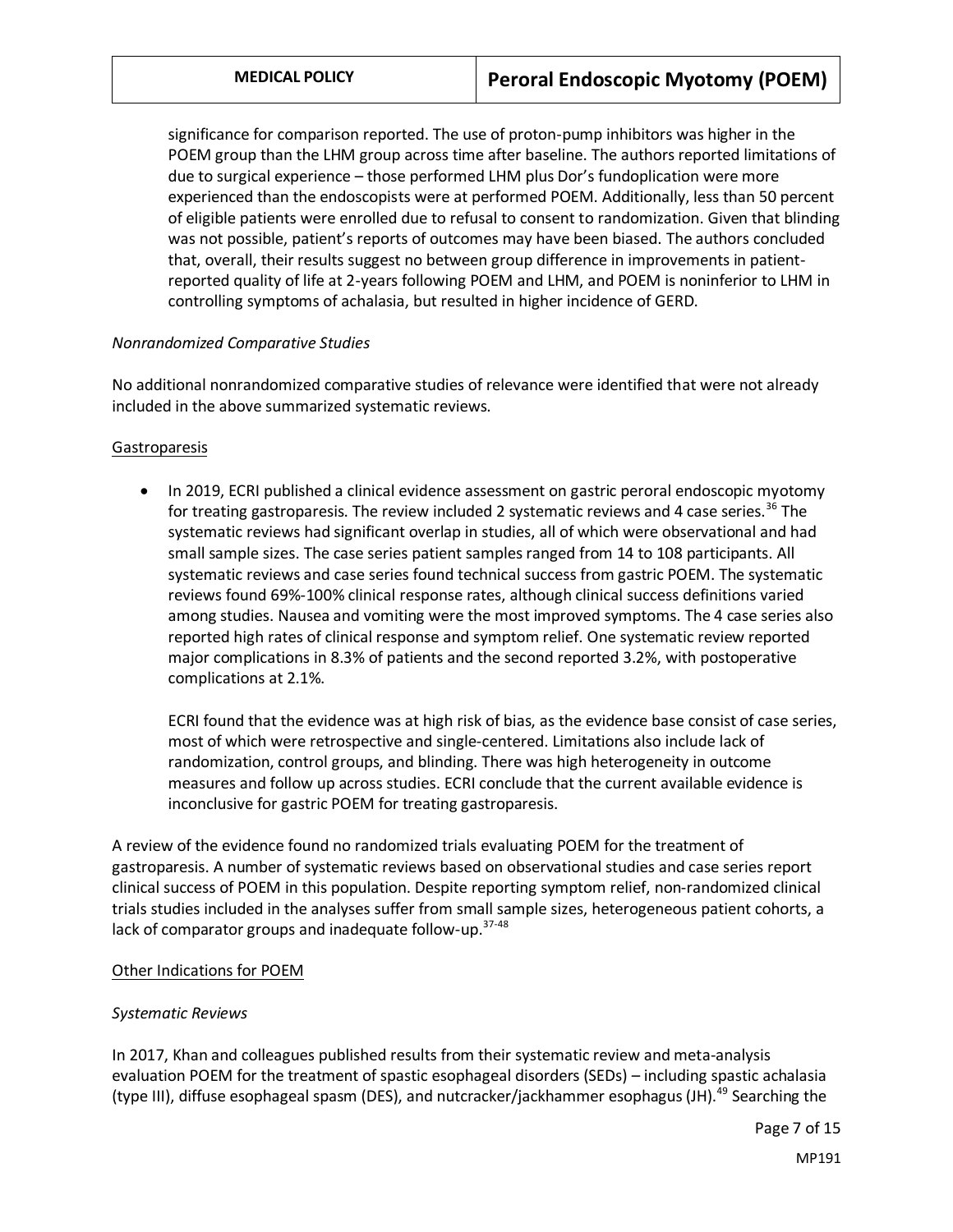significance for comparison reported. The use of proton-pump inhibitors was higher in the POEM group than the LHM group across time after baseline. The authors reported limitations of due to surgical experience – those performed LHM plus Dor's fundoplication were more experienced than the endoscopists were at performed POEM. Additionally, less than 50 percent of eligible patients were enrolled due to refusal to consent to randomization. Given that blinding was not possible, patient's reports of outcomes may have been biased. The authors concluded that, overall, their results suggest no between group difference in improvements in patient-reported quality of life at 2-years following POEM and LHM, and POEM is noninferior to LHM in controlling symptoms of achalasia, but resulted in higher incidence of GERD.

*Nonrandomized Comparative Studies*

No additional nonrandomized comparative studies of relevance were identified that were not already included in the above summarized systematic reviews.

Gastroparesis

- In 2019, ECRI published a clinical evidence assessment on gastric peroral endoscopic myotomy for treating gastroparesis. The review included 2 systematic reviews and 4 case series.[36] The systematic reviews had significant overlap in studies, all of which were observational and had small sample sizes. The case series patient samples ranged from 14 to 108 participants. All systematic reviews and case series found technical success from gastric POEM. The systematic reviews found 69%-100% clinical response rates, although clinical success definitions varied among studies. Nausea and vomiting were the most improved symptoms. The 4 case series also reported high rates of clinical response and symptom relief. One systematic review reported major complications in 8.3% of patients and the second reported 3.2%, with postoperative complications at 2.1%.

  ECRI found that the evidence was at high risk of bias, as the evidence base consist of case series, most of which were retrospective and single-centered. Limitations also include lack of randomization, control groups, and blinding. There was high heterogeneity in outcome measures and follow up across studies. ECRI conclude that the current available evidence is inconclusive for gastric POEM for treating gastroparesis.

A review of the evidence found no randomized trials evaluating POEM for the treatment of gastroparesis. A number of systematic reviews based on observational studies and case series report clinical success of POEM in this population. Despite reporting symptom relief, non-randomized clinical trials studies included in the analyses suffer from small sample sizes, heterogeneous patient cohorts, a lack of comparator groups and inadequate follow-up.[37-48]

Other Indications for POEM

*Systematic Reviews*

In 2017, Khan and colleagues published results from their systematic review and meta-analysis evaluation POEM for the treatment of spastic esophageal disorders (SEDs) – including spastic achalasia (type III), diffuse esophageal spasm (DES), and nutcracker/jackhammer esophagus (JH).[49] Searching the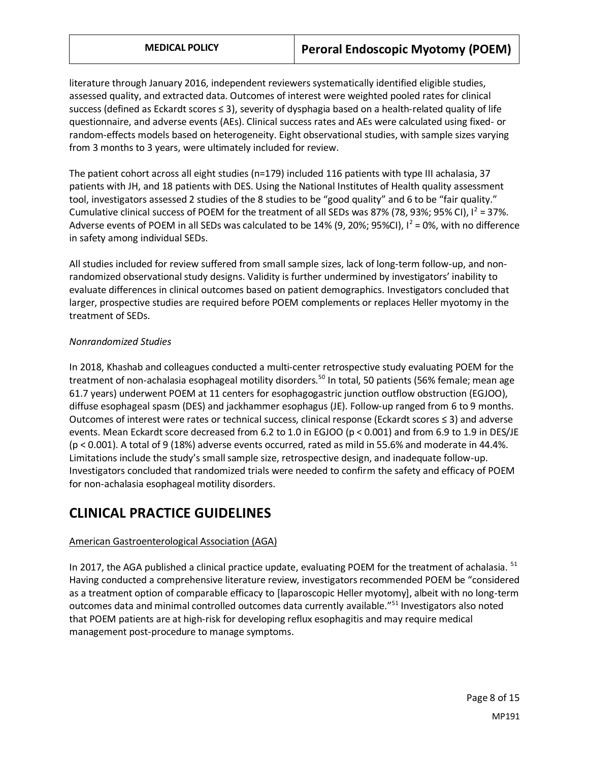literature through January 2016, independent reviewers systematically identified eligible studies, assessed quality, and extracted data. Outcomes of interest were weighted pooled rates for clinical success (defined as Eckardt scores ≤ 3), severity of dysphagia based on a health-related quality of life questionnaire, and adverse events (AEs). Clinical success rates and AEs were calculated using fixed- or random-effects models based on heterogeneity. Eight observational studies, with sample sizes varying from 3 months to 3 years, were ultimately included for review.

The patient cohort across all eight studies (n=179) included 116 patients with type III achalasia, 37 patients with JH, and 18 patients with DES. Using the National Institutes of Health quality assessment tool, investigators assessed 2 studies of the 8 studies to be "good quality" and 6 to be "fair quality." Cumulative clinical success of POEM for the treatment of all SEDs was 87% (78, 93%; 95% CI), $I^2 = 37\%$. Adverse events of POEM in all SEDs was calculated to be 14% (9, 20%; 95%CI), $I^2 = 0\%$, with no difference in safety among individual SEDs.

All studies included for review suffered from small sample sizes, lack of long-term follow-up, and non-randomized observational study designs. Validity is further undermined by investigators' inability to evaluate differences in clinical outcomes based on patient demographics. Investigators concluded that larger, prospective studies are required before POEM complements or replaces Heller myotomy in the treatment of SEDs.

*Nonrandomized Studies*

In 2018, Khashab and colleagues conducted a multi-center retrospective study evaluating POEM for the treatment of non-achalasia esophageal motility disorders.[50] In total, 50 patients (56% female; mean age 61.7 years) underwent POEM at 11 centers for esophagogastric junction outflow obstruction (EGJOO), diffuse esophageal spasm (DES) and jackhammer esophagus (JE). Follow-up ranged from 6 to 9 months. Outcomes of interest were rates or technical success, clinical response (Eckardt scores ≤ 3) and adverse events. Mean Eckardt score decreased from 6.2 to 1.0 in EGJOO ($p < 0.001$) and from 6.9 to 1.9 in DES/JE ($p < 0.001$). A total of 9 (18%) adverse events occurred, rated as mild in 55.6% and moderate in 44.4%. Limitations include the study's small sample size, retrospective design, and inadequate follow-up. Investigators concluded that randomized trials were needed to confirm the safety and efficacy of POEM for non-achalasia esophageal motility disorders.

# CLINICAL PRACTICE GUIDELINES

American Gastroenterological Association (AGA)

In 2017, the AGA published a clinical practice update, evaluating POEM for the treatment of achalasia.[51] Having conducted a comprehensive literature review, investigators recommended POEM be "considered as a treatment option of comparable efficacy to [laparoscopic Heller myotomy], albeit with no long-term outcomes data and minimal controlled outcomes data currently available."[51] Investigators also noted that POEM patients are at high-risk for developing reflux esophagitis and may require medical management post-procedure to manage symptoms.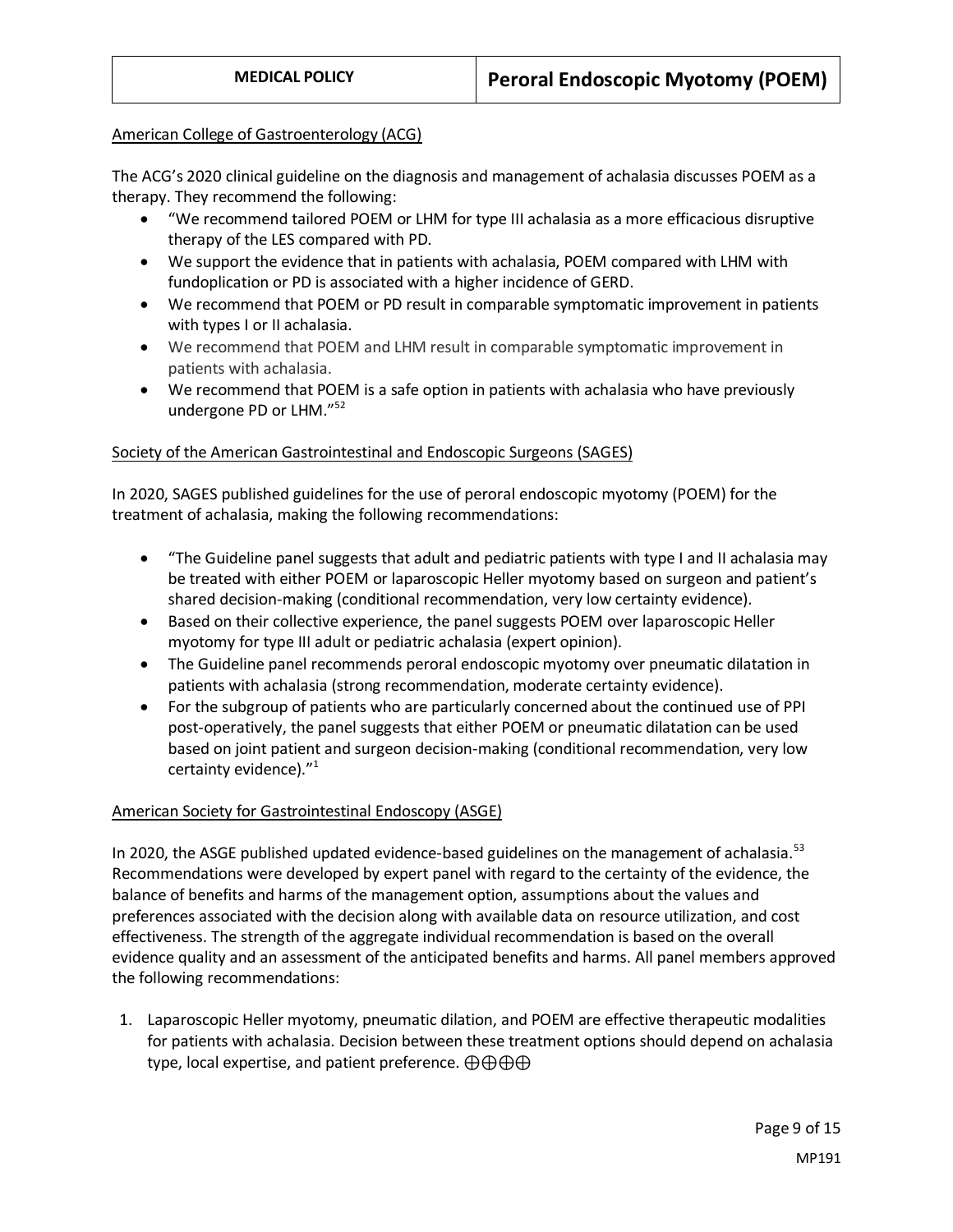American College of Gastroenterology (ACG)

The ACG's 2020 clinical guideline on the diagnosis and management of achalasia discusses POEM as a therapy. They recommend the following:

- "We recommend tailored POEM or LHM for type III achalasia as a more efficacious disruptive therapy of the LES compared with PD.
- We support the evidence that in patients with achalasia, POEM compared with LHM with fundoplication or PD is associated with a higher incidence of GERD.
- We recommend that POEM or PD result in comparable symptomatic improvement in patients with types I or II achalasia.
- We recommend that POEM and LHM result in comparable symptomatic improvement in patients with achalasia.
- We recommend that POEM is a safe option in patients with achalasia who have previously undergone PD or LHM."[52]

Society of the American Gastrointestinal and Endoscopic Surgeons (SAGES)

In 2020, SAGES published guidelines for the use of peroral endoscopic myotomy (POEM) for the treatment of achalasia, making the following recommendations:

- "The Guideline panel suggests that adult and pediatric patients with type I and II achalasia may be treated with either POEM or laparoscopic Heller myotomy based on surgeon and patient's shared decision-making (conditional recommendation, very low certainty evidence).
- Based on their collective experience, the panel suggests POEM over laparoscopic Heller myotomy for type III adult or pediatric achalasia (expert opinion).
- The Guideline panel recommends peroral endoscopic myotomy over pneumatic dilatation in patients with achalasia (strong recommendation, moderate certainty evidence).
- For the subgroup of patients who are particularly concerned about the continued use of PPI post-operatively, the panel suggests that either POEM or pneumatic dilatation can be used based on joint patient and surgeon decision-making (conditional recommendation, very low certainty evidence)."[1]

American Society for Gastrointestinal Endoscopy (ASGE)

In 2020, the ASGE published updated evidence-based guidelines on the management of achalasia.[53] Recommendations were developed by expert panel with regard to the certainty of the evidence, the balance of benefits and harms of the management option, assumptions about the values and preferences associated with the decision along with available data on resource utilization, and cost effectiveness. The strength of the aggregate individual recommendation is based on the overall evidence quality and an assessment of the anticipated benefits and harms. All panel members approved the following recommendations:

1. Laparoscopic Heller myotomy, pneumatic dilation, and POEM are effective therapeutic modalities for patients with achalasia. Decision between these treatment options should depend on achalasia type, local expertise, and patient preference. ⊕⊕⊕⊕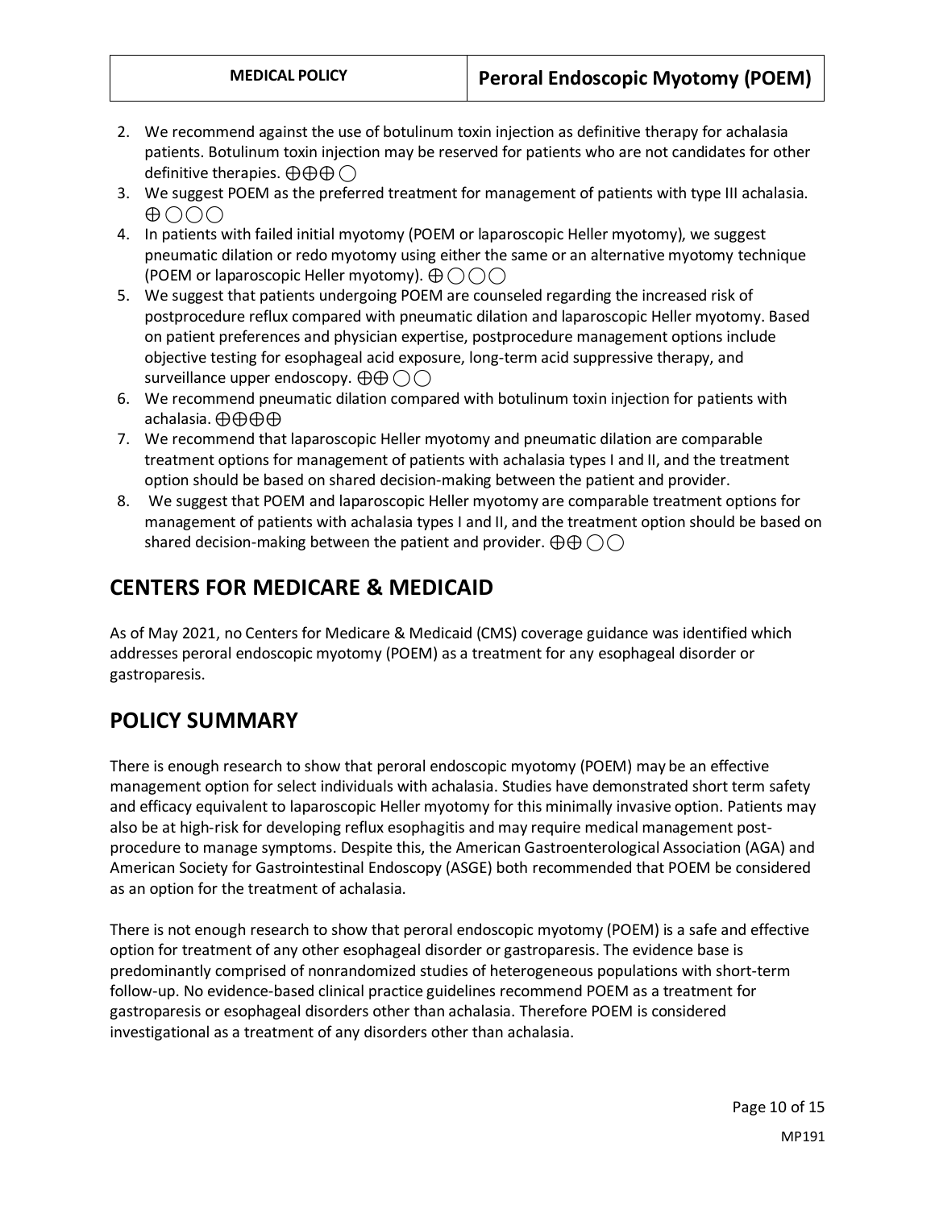2. We recommend against the use of botulinum toxin injection as definitive therapy for achalasia patients. Botulinum toxin injection may be reserved for patients who are not candidates for other definitive therapies. ⊕⊕⊕◯
3. We suggest POEM as the preferred treatment for management of patients with type III achalasia. ⊕◯◯◯
4. In patients with failed initial myotomy (POEM or laparoscopic Heller myotomy), we suggest pneumatic dilation or redo myotomy using either the same or an alternative myotomy technique (POEM or laparoscopic Heller myotomy). ⊕◯◯◯
5. We suggest that patients undergoing POEM are counseled regarding the increased risk of postprocedure reflux compared with pneumatic dilation and laparoscopic Heller myotomy. Based on patient preferences and physician expertise, postprocedure management options include objective testing for esophageal acid exposure, long-term acid suppressive therapy, and surveillance upper endoscopy. ⊕⊕◯◯
6. We recommend pneumatic dilation compared with botulinum toxin injection for patients with achalasia. ⊕⊕⊕⊕
7. We recommend that laparoscopic Heller myotomy and pneumatic dilation are comparable treatment options for management of patients with achalasia types I and II, and the treatment option should be based on shared decision-making between the patient and provider.
8. We suggest that POEM and laparoscopic Heller myotomy are comparable treatment options for management of patients with achalasia types I and II, and the treatment option should be based on shared decision-making between the patient and provider. ⊕⊕◯◯

## CENTERS FOR MEDICARE & MEDICAID

As of May 2021, no Centers for Medicare & Medicaid (CMS) coverage guidance was identified which addresses peroral endoscopic myotomy (POEM) as a treatment for any esophageal disorder or gastroparesis.

## POLICY SUMMARY

There is enough research to show that peroral endoscopic myotomy (POEM) may be an effective management option for select individuals with achalasia. Studies have demonstrated short term safety and efficacy equivalent to laparoscopic Heller myotomy for this minimally invasive option. Patients may also be at high-risk for developing reflux esophagitis and may require medical management post-procedure to manage symptoms. Despite this, the American Gastroenterological Association (AGA) and American Society for Gastrointestinal Endoscopy (ASGE) both recommended that POEM be considered as an option for the treatment of achalasia.

There is not enough research to show that peroral endoscopic myotomy (POEM) is a safe and effective option for treatment of any other esophageal disorder or gastroparesis. The evidence base is predominantly comprised of nonrandomized studies of heterogeneous populations with short-term follow-up. No evidence-based clinical practice guidelines recommend POEM as a treatment for gastroparesis or esophageal disorders other than achalasia. Therefore POEM is considered investigational as a treatment of any disorders other than achalasia.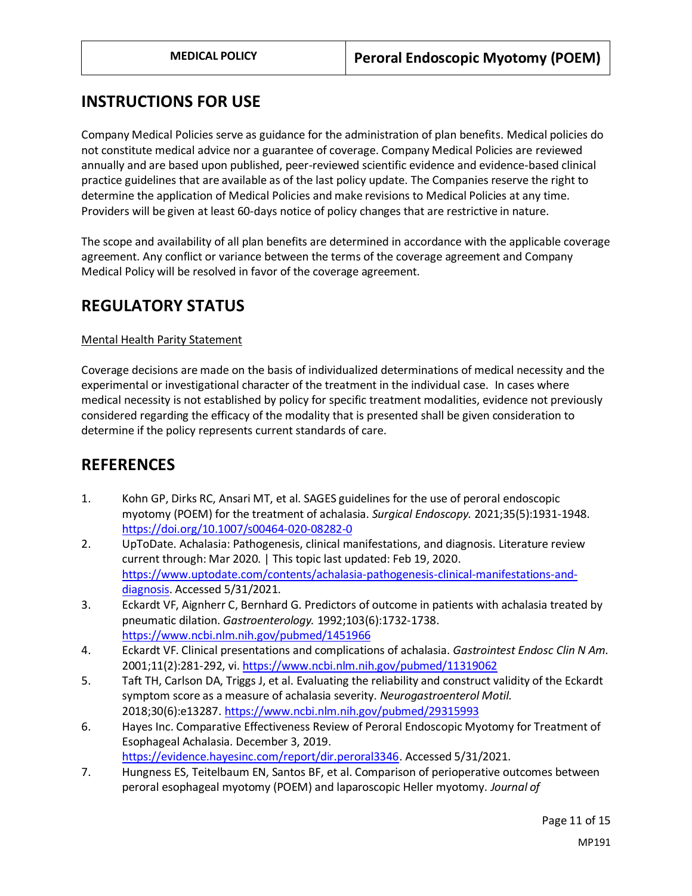## INSTRUCTIONS FOR USE

Company Medical Policies serve as guidance for the administration of plan benefits. Medical policies do not constitute medical advice nor a guarantee of coverage. Company Medical Policies are reviewed annually and are based upon published, peer-reviewed scientific evidence and evidence-based clinical practice guidelines that are available as of the last policy update. The Companies reserve the right to determine the application of Medical Policies and make revisions to Medical Policies at any time. Providers will be given at least 60-days notice of policy changes that are restrictive in nature.

The scope and availability of all plan benefits are determined in accordance with the applicable coverage agreement. Any conflict or variance between the terms of the coverage agreement and Company Medical Policy will be resolved in favor of the coverage agreement.

## REGULATORY STATUS

Mental Health Parity Statement

Coverage decisions are made on the basis of individualized determinations of medical necessity and the experimental or investigational character of the treatment in the individual case. In cases where medical necessity is not established by policy for specific treatment modalities, evidence not previously considered regarding the efficacy of the modality that is presented shall be given consideration to determine if the policy represents current standards of care.

## REFERENCES

1. Kohn GP, Dirks RC, Ansari MT, et al. SAGES guidelines for the use of peroral endoscopic myotomy (POEM) for the treatment of achalasia. *Surgical Endoscopy.* 2021;35(5):1931-1948. https://doi.org/10.1007/s00464-020-08282-0
2. UpToDate. Achalasia: Pathogenesis, clinical manifestations, and diagnosis. Literature review current through: Mar 2020. | This topic last updated: Feb 19, 2020. https://www.uptodate.com/contents/achalasia-pathogenesis-clinical-manifestations-and-diagnosis. Accessed 5/31/2021.
3. Eckardt VF, Aignherr C, Bernhard G. Predictors of outcome in patients with achalasia treated by pneumatic dilation. *Gastroenterology.* 1992;103(6):1732-1738. https://www.ncbi.nlm.nih.gov/pubmed/1451966
4. Eckardt VF. Clinical presentations and complications of achalasia. *Gastrointest Endosc Clin N Am.* 2001;11(2):281-292, vi. https://www.ncbi.nlm.nih.gov/pubmed/11319062
5. Taft TH, Carlson DA, Triggs J, et al. Evaluating the reliability and construct validity of the Eckardt symptom score as a measure of achalasia severity. *Neurogastroenterol Motil.* 2018;30(6):e13287. https://www.ncbi.nlm.nih.gov/pubmed/29315993
6. Hayes Inc. Comparative Effectiveness Review of Peroral Endoscopic Myotomy for Treatment of Esophageal Achalasia. December 3, 2019. https://evidence.hayesinc.com/report/dir.peroral3346. Accessed 5/31/2021.
7. Hungness ES, Teitelbaum EN, Santos BF, et al. Comparison of perioperative outcomes between peroral esophageal myotomy (POEM) and laparoscopic Heller myotomy. *Journal of*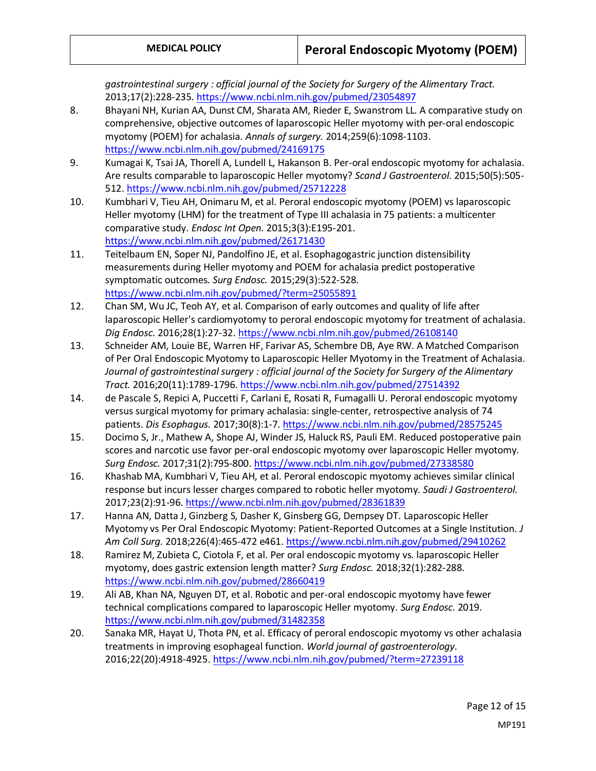gastrointestinal surgery : official journal of the Society for Surgery of the Alimentary Tract.* 2013;17(2):228-235. https://www.ncbi.nlm.nih.gov/pubmed/23054897

8. Bhayani NH, Kurian AA, Dunst CM, Sharata AM, Rieder E, Swanstrom LL. A comparative study on comprehensive, objective outcomes of laparoscopic Heller myotomy with per-oral endoscopic myotomy (POEM) for achalasia. *Annals of surgery.* 2014;259(6):1098-1103. https://www.ncbi.nlm.nih.gov/pubmed/24169175
9. Kumagai K, Tsai JA, Thorell A, Lundell L, Hakanson B. Per-oral endoscopic myotomy for achalasia. Are results comparable to laparoscopic Heller myotomy? *Scand J Gastroenterol.* 2015;50(5):505-512. https://www.ncbi.nlm.nih.gov/pubmed/25712228
10. Kumbhari V, Tieu AH, Onimaru M, et al. Peroral endoscopic myotomy (POEM) vs laparoscopic Heller myotomy (LHM) for the treatment of Type III achalasia in 75 patients: a multicenter comparative study. *Endosc Int Open.* 2015;3(3):E195-201. https://www.ncbi.nlm.nih.gov/pubmed/26171430
11. Teitelbaum EN, Soper NJ, Pandolfino JE, et al. Esophagogastric junction distensibility measurements during Heller myotomy and POEM for achalasia predict postoperative symptomatic outcomes. *Surg Endosc.* 2015;29(3):522-528. https://www.ncbi.nlm.nih.gov/pubmed/?term=25055891
12. Chan SM, Wu JC, Teoh AY, et al. Comparison of early outcomes and quality of life after laparoscopic Heller's cardiomyotomy to peroral endoscopic myotomy for treatment of achalasia. *Dig Endosc.* 2016;28(1):27-32. https://www.ncbi.nlm.nih.gov/pubmed/26108140
13. Schneider AM, Louie BE, Warren HF, Farivar AS, Schembre DB, Aye RW. A Matched Comparison of Per Oral Endoscopic Myotomy to Laparoscopic Heller Myotomy in the Treatment of Achalasia. *Journal of gastrointestinal surgery : official journal of the Society for Surgery of the Alimentary Tract.* 2016;20(11):1789-1796. https://www.ncbi.nlm.nih.gov/pubmed/27514392
14. de Pascale S, Repici A, Puccetti F, Carlani E, Rosati R, Fumagalli U. Peroral endoscopic myotomy versus surgical myotomy for primary achalasia: single-center, retrospective analysis of 74 patients. *Dis Esophagus.* 2017;30(8):1-7. https://www.ncbi.nlm.nih.gov/pubmed/28575245
15. Docimo S, Jr., Mathew A, Shope AJ, Winder JS, Haluck RS, Pauli EM. Reduced postoperative pain scores and narcotic use favor per-oral endoscopic myotomy over laparoscopic Heller myotomy. *Surg Endosc.* 2017;31(2):795-800. https://www.ncbi.nlm.nih.gov/pubmed/27338580
16. Khashab MA, Kumbhari V, Tieu AH, et al. Peroral endoscopic myotomy achieves similar clinical response but incurs lesser charges compared to robotic heller myotomy. *Saudi J Gastroenterol.* 2017;23(2):91-96. https://www.ncbi.nlm.nih.gov/pubmed/28361839
17. Hanna AN, Datta J, Ginzberg S, Dasher K, Ginsberg GG, Dempsey DT. Laparoscopic Heller Myotomy vs Per Oral Endoscopic Myotomy: Patient-Reported Outcomes at a Single Institution. *J Am Coll Surg.* 2018;226(4):465-472 e461. https://www.ncbi.nlm.nih.gov/pubmed/29410262
18. Ramirez M, Zubieta C, Ciotola F, et al. Per oral endoscopic myotomy vs. laparoscopic Heller myotomy, does gastric extension length matter? *Surg Endosc.* 2018;32(1):282-288. https://www.ncbi.nlm.nih.gov/pubmed/28660419
19. Ali AB, Khan NA, Nguyen DT, et al. Robotic and per-oral endoscopic myotomy have fewer technical complications compared to laparoscopic Heller myotomy. *Surg Endosc.* 2019. https://www.ncbi.nlm.nih.gov/pubmed/31482358
20. Sanaka MR, Hayat U, Thota PN, et al. Efficacy of peroral endoscopic myotomy vs other achalasia treatments in improving esophageal function. *World journal of gastroenterology.* 2016;22(20):4918-4925. https://www.ncbi.nlm.nih.gov/pubmed/?term=27239118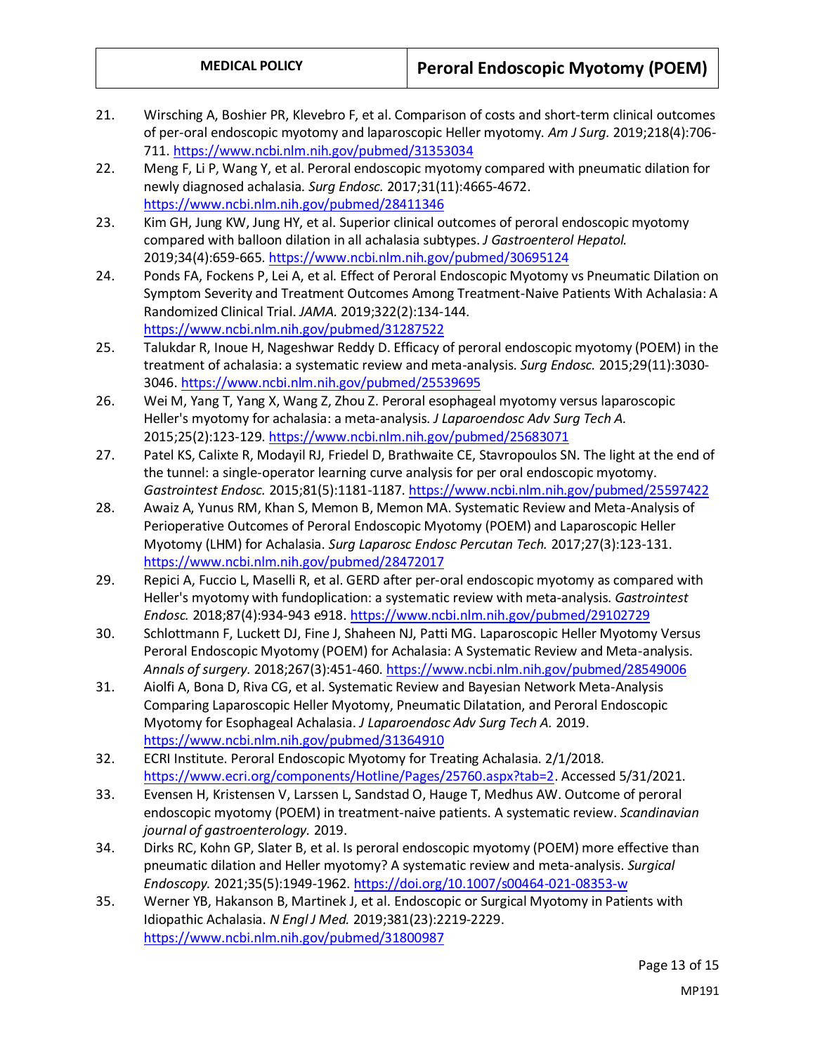21. Wirsching A, Boshier PR, Klevebro F, et al. Comparison of costs and short-term clinical outcomes of per-oral endoscopic myotomy and laparoscopic Heller myotomy. *Am J Surg.* 2019;218(4):706-711. https://www.ncbi.nlm.nih.gov/pubmed/31353034
22. Meng F, Li P, Wang Y, et al. Peroral endoscopic myotomy compared with pneumatic dilation for newly diagnosed achalasia. *Surg Endosc.* 2017;31(11):4665-4672. https://www.ncbi.nlm.nih.gov/pubmed/28411346
23. Kim GH, Jung KW, Jung HY, et al. Superior clinical outcomes of peroral endoscopic myotomy compared with balloon dilation in all achalasia subtypes. *J Gastroenterol Hepatol.* 2019;34(4):659-665. https://www.ncbi.nlm.nih.gov/pubmed/30695124
24. Ponds FA, Fockens P, Lei A, et al. Effect of Peroral Endoscopic Myotomy vs Pneumatic Dilation on Symptom Severity and Treatment Outcomes Among Treatment-Naive Patients With Achalasia: A Randomized Clinical Trial. *JAMA.* 2019;322(2):134-144. https://www.ncbi.nlm.nih.gov/pubmed/31287522
25. Talukdar R, Inoue H, Nageshwar Reddy D. Efficacy of peroral endoscopic myotomy (POEM) in the treatment of achalasia: a systematic review and meta-analysis. *Surg Endosc.* 2015;29(11):3030-3046. https://www.ncbi.nlm.nih.gov/pubmed/25539695
26. Wei M, Yang T, Yang X, Wang Z, Zhou Z. Peroral esophageal myotomy versus laparoscopic Heller's myotomy for achalasia: a meta-analysis. *J Laparoendosc Adv Surg Tech A.* 2015;25(2):123-129. https://www.ncbi.nlm.nih.gov/pubmed/25683071
27. Patel KS, Calixte R, Modayil RJ, Friedel D, Brathwaite CE, Stavropoulos SN. The light at the end of the tunnel: a single-operator learning curve analysis for per oral endoscopic myotomy. *Gastrointest Endosc.* 2015;81(5):1181-1187. https://www.ncbi.nlm.nih.gov/pubmed/25597422
28. Awaiz A, Yunus RM, Khan S, Memon B, Memon MA. Systematic Review and Meta-Analysis of Perioperative Outcomes of Peroral Endoscopic Myotomy (POEM) and Laparoscopic Heller Myotomy (LHM) for Achalasia. *Surg Laparosc Endosc Percutan Tech.* 2017;27(3):123-131. https://www.ncbi.nlm.nih.gov/pubmed/28472017
29. Repici A, Fuccio L, Maselli R, et al. GERD after per-oral endoscopic myotomy as compared with Heller's myotomy with fundoplication: a systematic review with meta-analysis. *Gastrointest Endosc.* 2018;87(4):934-943 e918. https://www.ncbi.nlm.nih.gov/pubmed/29102729
30. Schlottmann F, Luckett DJ, Fine J, Shaheen NJ, Patti MG. Laparoscopic Heller Myotomy Versus Peroral Endoscopic Myotomy (POEM) for Achalasia: A Systematic Review and Meta-analysis. *Annals of surgery.* 2018;267(3):451-460. https://www.ncbi.nlm.nih.gov/pubmed/28549006
31. Aiolfi A, Bona D, Riva CG, et al. Systematic Review and Bayesian Network Meta-Analysis Comparing Laparoscopic Heller Myotomy, Pneumatic Dilatation, and Peroral Endoscopic Myotomy for Esophageal Achalasia. *J Laparoendosc Adv Surg Tech A.* 2019. https://www.ncbi.nlm.nih.gov/pubmed/31364910
32. ECRI Institute. Peroral Endoscopic Myotomy for Treating Achalasia. 2/1/2018. https://www.ecri.org/components/Hotline/Pages/25760.aspx?tab=2. Accessed 5/31/2021.
33. Evensen H, Kristensen V, Larssen L, Sandstad O, Hauge T, Medhus AW. Outcome of peroral endoscopic myotomy (POEM) in treatment-naive patients. A systematic review. *Scandinavian journal of gastroenterology.* 2019.
34. Dirks RC, Kohn GP, Slater B, et al. Is peroral endoscopic myotomy (POEM) more effective than pneumatic dilation and Heller myotomy? A systematic review and meta-analysis. *Surgical Endoscopy.* 2021;35(5):1949-1962. https://doi.org/10.1007/s00464-021-08353-w
35. Werner YB, Hakanson B, Martinek J, et al. Endoscopic or Surgical Myotomy in Patients with Idiopathic Achalasia. *N Engl J Med.* 2019;381(23):2219-2229. https://www.ncbi.nlm.nih.gov/pubmed/31800987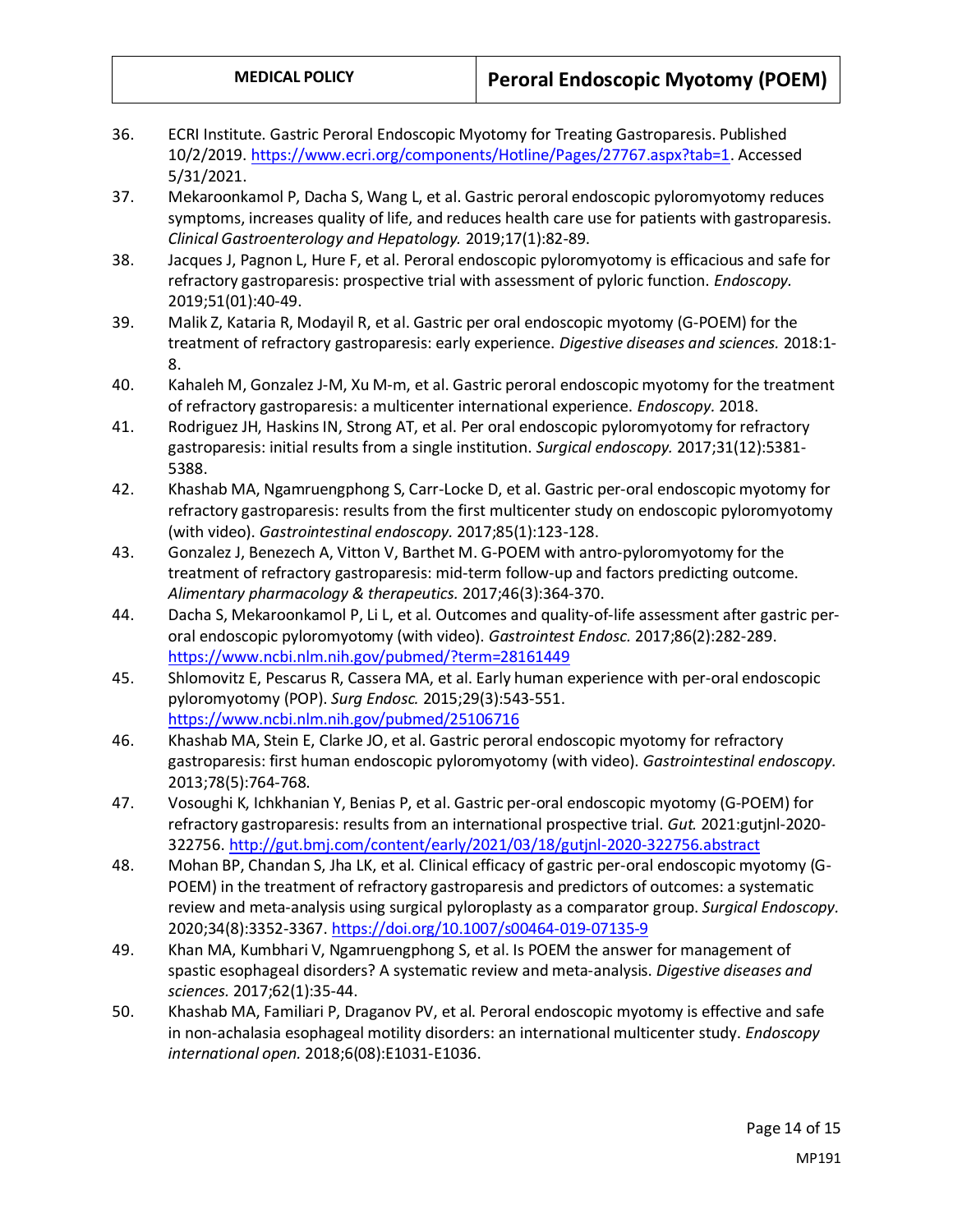36. ECRI Institute. Gastric Peroral Endoscopic Myotomy for Treating Gastroparesis. Published 10/2/2019. https://www.ecri.org/components/Hotline/Pages/27767.aspx?tab=1. Accessed 5/31/2021.
37. Mekaroonkamol P, Dacha S, Wang L, et al. Gastric peroral endoscopic pyloromyotomy reduces symptoms, increases quality of life, and reduces health care use for patients with gastroparesis. *Clinical Gastroenterology and Hepatology.* 2019;17(1):82-89.
38. Jacques J, Pagnon L, Hure F, et al. Peroral endoscopic pyloromyotomy is efficacious and safe for refractory gastroparesis: prospective trial with assessment of pyloric function. *Endoscopy.* 2019;51(01):40-49.
39. Malik Z, Kataria R, Modayil R, et al. Gastric per oral endoscopic myotomy (G-POEM) for the treatment of refractory gastroparesis: early experience. *Digestive diseases and sciences.* 2018:1-8.
40. Kahaleh M, Gonzalez J-M, Xu M-m, et al. Gastric peroral endoscopic myotomy for the treatment of refractory gastroparesis: a multicenter international experience. *Endoscopy.* 2018.
41. Rodriguez JH, Haskins IN, Strong AT, et al. Per oral endoscopic pyloromyotomy for refractory gastroparesis: initial results from a single institution. *Surgical endoscopy.* 2017;31(12):5381-5388.
42. Khashab MA, Ngamruengphong S, Carr-Locke D, et al. Gastric per-oral endoscopic myotomy for refractory gastroparesis: results from the first multicenter study on endoscopic pyloromyotomy (with video). *Gastrointestinal endoscopy.* 2017;85(1):123-128.
43. Gonzalez J, Benezech A, Vitton V, Barthet M. G-POEM with antro-pyloromyotomy for the treatment of refractory gastroparesis: mid-term follow-up and factors predicting outcome. *Alimentary pharmacology & therapeutics.* 2017;46(3):364-370.
44. Dacha S, Mekaroonkamol P, Li L, et al. Outcomes and quality-of-life assessment after gastric per-oral endoscopic pyloromyotomy (with video). *Gastrointest Endosc.* 2017;86(2):282-289. https://www.ncbi.nlm.nih.gov/pubmed/?term=28161449
45. Shlomovitz E, Pescarus R, Cassera MA, et al. Early human experience with per-oral endoscopic pyloromyotomy (POP). *Surg Endosc.* 2015;29(3):543-551. https://www.ncbi.nlm.nih.gov/pubmed/25106716
46. Khashab MA, Stein E, Clarke JO, et al. Gastric peroral endoscopic myotomy for refractory gastroparesis: first human endoscopic pyloromyotomy (with video). *Gastrointestinal endoscopy.* 2013;78(5):764-768.
47. Vosoughi K, Ichkhanian Y, Benias P, et al. Gastric per-oral endoscopic myotomy (G-POEM) for refractory gastroparesis: results from an international prospective trial. *Gut.* 2021:gutjnl-2020-322756. http://gut.bmj.com/content/early/2021/03/18/gutjnl-2020-322756.abstract
48. Mohan BP, Chandan S, Jha LK, et al. Clinical efficacy of gastric per-oral endoscopic myotomy (G-POEM) in the treatment of refractory gastroparesis and predictors of outcomes: a systematic review and meta-analysis using surgical pyloroplasty as a comparator group. *Surgical Endoscopy.* 2020;34(8):3352-3367. https://doi.org/10.1007/s00464-019-07135-9
49. Khan MA, Kumbhari V, Ngamruengphong S, et al. Is POEM the answer for management of spastic esophageal disorders? A systematic review and meta-analysis. *Digestive diseases and sciences.* 2017;62(1):35-44.
50. Khashab MA, Familiari P, Draganov PV, et al. Peroral endoscopic myotomy is effective and safe in non-achalasia esophageal motility disorders: an international multicenter study. *Endoscopy international open.* 2018;6(08):E1031-E1036.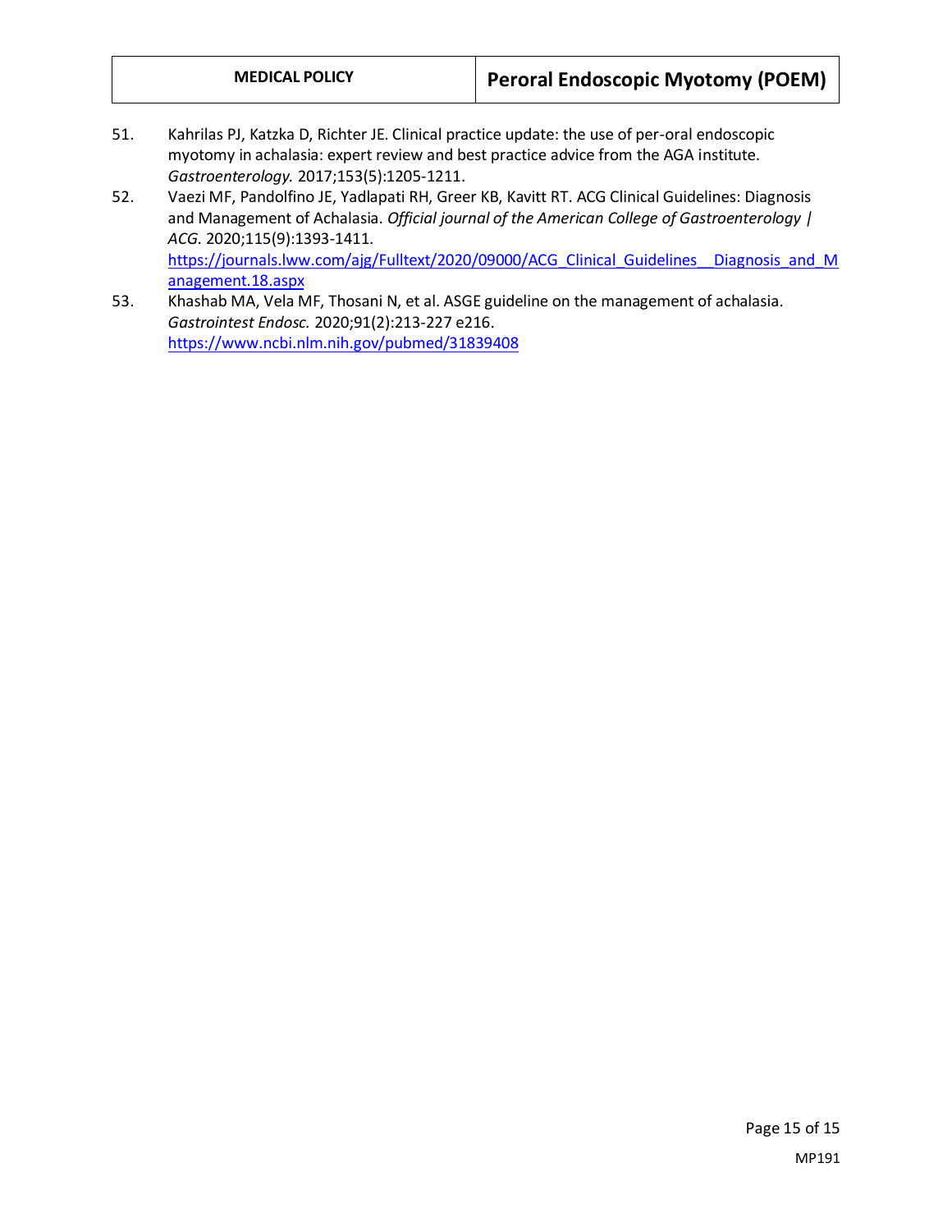51. Kahrilas PJ, Katzka D, Richter JE. Clinical practice update: the use of per-oral endoscopic myotomy in achalasia: expert review and best practice advice from the AGA institute. *Gastroenterology.* 2017;153(5):1205-1211.
52. Vaezi MF, Pandolfino JE, Yadlapati RH, Greer KB, Kavitt RT. ACG Clinical Guidelines: Diagnosis and Management of Achalasia. *Official journal of the American College of Gastroenterology | ACG.* 2020;115(9):1393-1411. https://journals.lww.com/ajg/Fulltext/2020/09000/ACG_Clinical_Guidelines__Diagnosis_and_Management.18.aspx
53. Khashab MA, Vela MF, Thosani N, et al. ASGE guideline on the management of achalasia. *Gastrointest Endosc.* 2020;91(2):213-227 e216. https://www.ncbi.nlm.nih.gov/pubmed/31839408